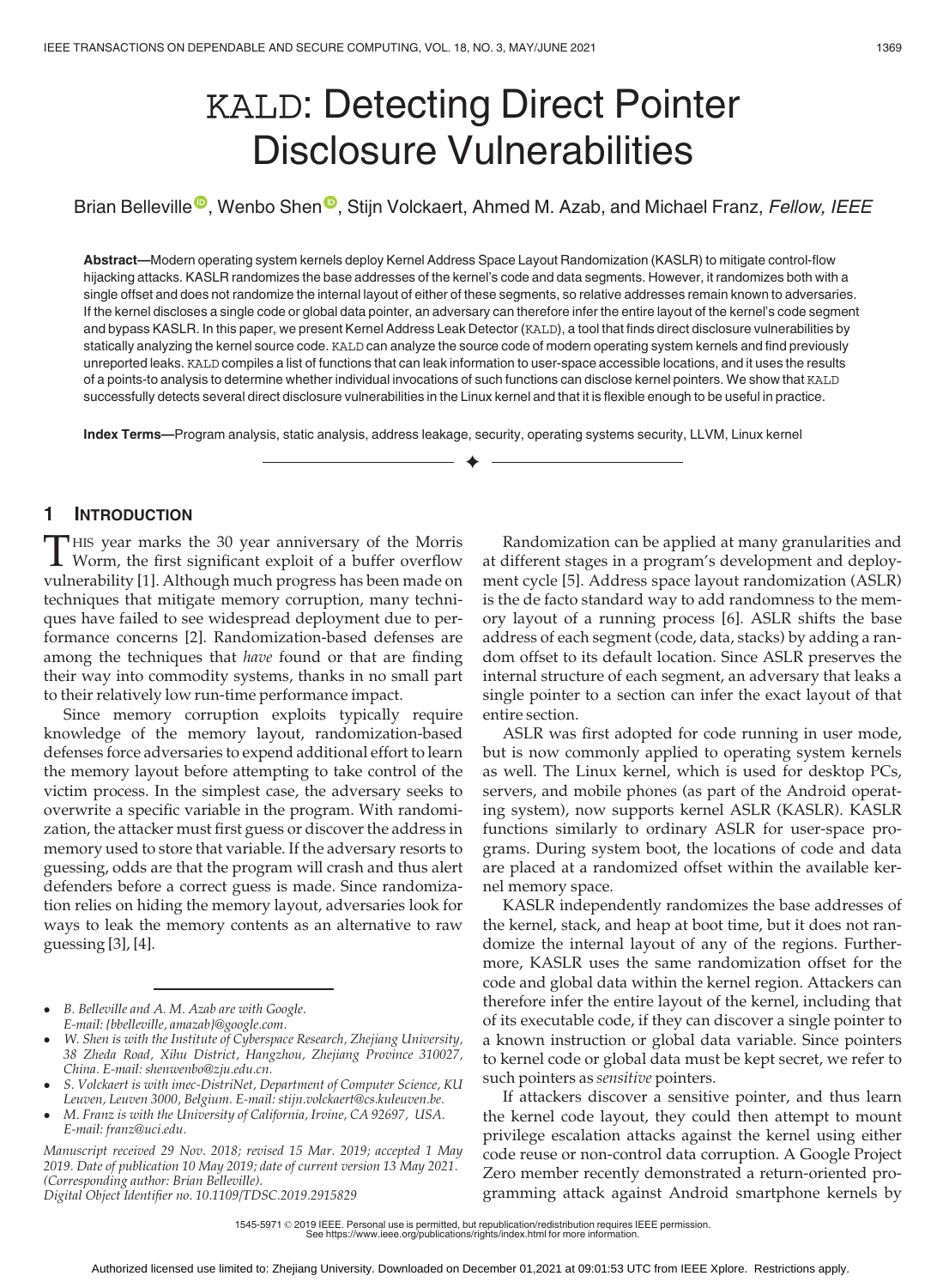# KALD: Detecting Direct Pointer Disclosure Vulnerabilities

Brian Belleville, Wenbo Shen, Stijn Volckaert, Ahmed M. Azab, and Michael Franz, *Fellow, IEEE*

**Abstract**—Modern operating system kernels deploy Kernel Address Space Layout Randomization (KASLR) to mitigate control-flow hijacking attacks. KASLR randomizes the base addresses of the kernel's code and data segments. However, it randomizes both with a single offset and does not randomize the internal layout of either of these segments, so relative addresses remain known to adversaries. If the kernel discloses a single code or global data pointer, an adversary can therefore infer the entire layout of the kernel's code segment and bypass KASLR. In this paper, we present Kernel Address Leak Detector (KALD), a tool that finds direct disclosure vulnerabilities by statically analyzing the kernel source code. KALD can analyze the source code of modern operating system kernels and find previously unreported leaks. KALD compiles a list of functions that can leak information to user-space accessible locations, and it uses the results of a points-to analysis to determine whether individual invocations of such functions can disclose kernel pointers. We show that KALD successfully detects several direct disclosure vulnerabilities in the Linux kernel and that it is flexible enough to be useful in practice.

**Index Terms**—Program analysis, static analysis, address leakage, security, operating systems security, LLVM, Linux kernel

## 1 Introduction

This year marks the 30 year anniversary of the Morris Worm, the first significant exploit of a buffer overflow vulnerability [1]. Although much progress has been made on techniques that mitigate memory corruption, many techniques have failed to see widespread deployment due to performance concerns [2]. Randomization-based defenses are among the techniques that *have* found or that are finding their way into commodity systems, thanks in no small part to their relatively low run-time performance impact.

Since memory corruption exploits typically require knowledge of the memory layout, randomization-based defenses force adversaries to expend additional effort to learn the memory layout before attempting to take control of the victim process. In the simplest case, the adversary seeks to overwrite a specific variable in the program. With randomization, the attacker must first guess or discover the address in memory used to store that variable. If the adversary resorts to guessing, odds are that the program will crash and thus alert defenders before a correct guess is made. Since randomization relies on hiding the memory layout, adversaries look for ways to leak the memory contents as an alternative to raw guessing [3], [4].

Randomization can be applied at many granularities and at different stages in a program's development and deployment cycle [5]. Address space layout randomization (ASLR) is the de facto standard way to add randomness to the memory layout of a running process [6]. ASLR shifts the base address of each segment (code, data, stacks) by adding a random offset to its default location. Since ASLR preserves the internal structure of each segment, an adversary that leaks a single pointer to a section can infer the exact layout of that entire section.

ASLR was first adopted for code running in user mode, but is now commonly applied to operating system kernels as well. The Linux kernel, which is used for desktop PCs, servers, and mobile phones (as part of the Android operating system), now supports kernel ASLR (KASLR). KASLR functions similarly to ordinary ASLR for user-space programs. During system boot, the locations of code and data are placed at a randomized offset within the available kernel memory space.

KASLR independently randomizes the base addresses of the kernel, stack, and heap at boot time, but it does not randomize the internal layout of any of the regions. Furthermore, KASLR uses the same randomization offset for the code and global data within the kernel region. Attackers can therefore infer the entire layout of the kernel, including that of its executable code, if they can discover a single pointer to a known instruction or global data variable. Since pointers to kernel code or global data must be kept secret, we refer to such pointers as *sensitive* pointers.

If attackers discover a sensitive pointer, and thus learn the kernel code layout, they could then attempt to mount privilege escalation attacks against the kernel using either code reuse or non-control data corruption. A Google Project Zero member recently demonstrated a return-oriented programming attack against Android smartphone kernels by

---

- *B. Belleville and A. M. Azab are with Google. E-mail: {bbelleville, amazab}@google.com.*
- *W. Shen is with the Institute of Cyberspace Research, Zhejiang University, 38 Zheda Road, Xihu District, Hangzhou, Zhejiang Province 310027, China. E-mail: shenwenbo@zju.edu.cn.*
- *S. Volckaert is with imec-DistriNet, Department of Computer Science, KU Leuven, Leuven 3000, Belgium. E-mail: stijn.volckaert@cs.kuleuven.be.*
- *M. Franz is with the University of California, Irvine, CA 92697, USA. E-mail: franz@uci.edu.*

*Manuscript received 29 Nov. 2018; revised 15 Mar. 2019; accepted 1 May 2019. Date of publication 10 May 2019; date of current version 13 May 2021. (Corresponding author: Brian Belleville). Digital Object Identifier no. 10.1109/TDSC.2019.2915829*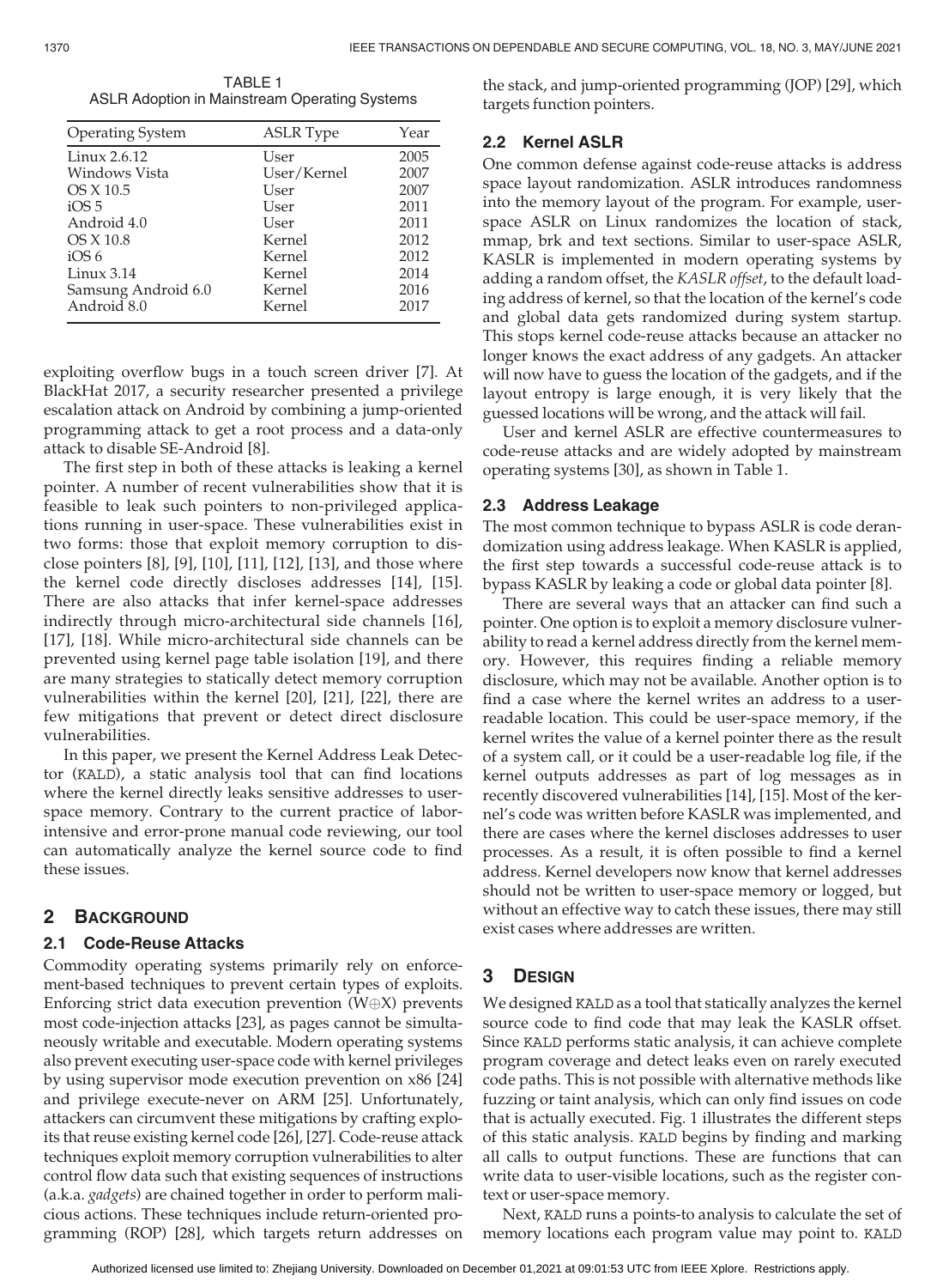TABLE 1
ASLR Adoption in Mainstream Operating Systems

| Operating System | ASLR Type | Year |
|---|---|---|
| Linux 2.6.12 | User | 2005 |
| Windows Vista | User/Kernel | 2007 |
| OS X 10.5 | User | 2007 |
| iOS 5 | User | 2011 |
| Android 4.0 | User | 2011 |
| OS X 10.8 | Kernel | 2012 |
| iOS 6 | Kernel | 2012 |
| Linux 3.14 | Kernel | 2014 |
| Samsung Android 6.0 | Kernel | 2016 |
| Android 8.0 | Kernel | 2017 |

exploiting overflow bugs in a touch screen driver [7]. At BlackHat 2017, a security researcher presented a privilege escalation attack on Android by combining a jump-oriented programming attack to get a root process and a data-only attack to disable SE-Android [8].

The first step in both of these attacks is leaking a kernel pointer. A number of recent vulnerabilities show that it is feasible to leak such pointers to non-privileged applications running in user-space. These vulnerabilities exist in two forms: those that exploit memory corruption to disclose pointers [8], [9], [10], [11], [12], [13], and those where the kernel code directly discloses addresses [14], [15]. There are also attacks that infer kernel-space addresses indirectly through micro-architectural side channels [16], [17], [18]. While micro-architectural side channels can be prevented using kernel page table isolation [19], and there are many strategies to statically detect memory corruption vulnerabilities within the kernel [20], [21], [22], there are few mitigations that prevent or detect direct disclosure vulnerabilities.

In this paper, we present the Kernel Address Leak Detector (KALD), a static analysis tool that can find locations where the kernel directly leaks sensitive addresses to user-space memory. Contrary to the current practice of labor-intensive and error-prone manual code reviewing, our tool can automatically analyze the kernel source code to find these issues.

## 2 Background

### 2.1 Code-Reuse Attacks

Commodity operating systems primarily rely on enforcement-based techniques to prevent certain types of exploits. Enforcing strict data execution prevention (W$\oplus$X) prevents most code-injection attacks [23], as pages cannot be simultaneously writable and executable. Modern operating systems also prevent executing user-space code with kernel privileges by using supervisor mode execution prevention on x86 [24] and privilege execute-never on ARM [25]. Unfortunately, attackers can circumvent these mitigations by crafting exploits that reuse existing kernel code [26], [27]. Code-reuse attack techniques exploit memory corruption vulnerabilities to alter control flow data such that existing sequences of instructions (a.k.a. *gadgets*) are chained together in order to perform malicious actions. These techniques include return-oriented programming (ROP) [28], which targets return addresses on the stack, and jump-oriented programming (JOP) [29], which targets function pointers.

### 2.2 Kernel ASLR

One common defense against code-reuse attacks is address space layout randomization. ASLR introduces randomness into the memory layout of the program. For example, user-space ASLR on Linux randomizes the location of stack, mmap, brk and text sections. Similar to user-space ASLR, KASLR is implemented in modern operating systems by adding a random offset, the *KASLR offset*, to the default loading address of kernel, so that the location of the kernel's code and global data gets randomized during system startup. This stops kernel code-reuse attacks because an attacker no longer knows the exact address of any gadgets. An attacker will now have to guess the location of the gadgets, and if the layout entropy is large enough, it is very likely that the guessed locations will be wrong, and the attack will fail.

User and kernel ASLR are effective countermeasures to code-reuse attacks and are widely adopted by mainstream operating systems [30], as shown in Table 1.

### 2.3 Address Leakage

The most common technique to bypass ASLR is code derandomization using address leakage. When KASLR is applied, the first step towards a successful code-reuse attack is to bypass KASLR by leaking a code or global data pointer [8].

There are several ways that an attacker can find such a pointer. One option is to exploit a memory disclosure vulnerability to read a kernel address directly from the kernel memory. However, this requires finding a reliable memory disclosure, which may not be available. Another option is to find a case where the kernel writes an address to a user-readable location. This could be user-space memory, if the kernel writes the value of a kernel pointer there as the result of a system call, or it could be a user-readable log file, if the kernel outputs addresses as part of log messages as in recently discovered vulnerabilities [14], [15]. Most of the kernel's code was written before KASLR was implemented, and there are cases where the kernel discloses addresses to user processes. As a result, it is often possible to find a kernel address. Kernel developers now know that kernel addresses should not be written to user-space memory or logged, but without an effective way to catch these issues, there may still exist cases where addresses are written.

## 3 Design

We designed KALD as a tool that statically analyzes the kernel source code to find code that may leak the KASLR offset. Since KALD performs static analysis, it can achieve complete program coverage and detect leaks even on rarely executed code paths. This is not possible with alternative methods like fuzzing or taint analysis, which can only find issues on code that is actually executed. Fig. 1 illustrates the different steps of this static analysis. KALD begins by finding and marking all calls to output functions. These are functions that can write data to user-visible locations, such as the register context or user-space memory.

Next, KALD runs a points-to analysis to calculate the set of memory locations each program value may point to. KALD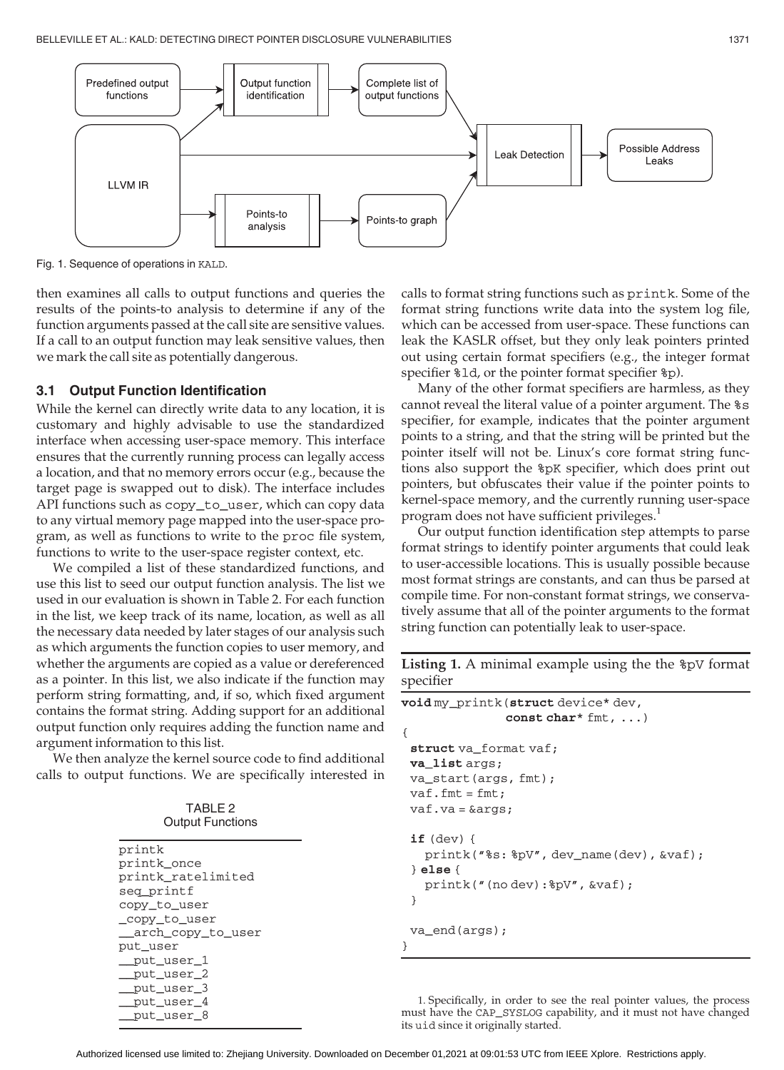Fig. 1. Sequence of operations in KALD.

then examines all calls to output functions and queries the results of the points-to analysis to determine if any of the function arguments passed at the call site are sensitive values. If a call to an output function may leak sensitive values, then we mark the call site as potentially dangerous.

### 3.1 Output Function Identification

While the kernel can directly write data to any location, it is customary and highly advisable to use the standardized interface when accessing user-space memory. This interface ensures that the currently running process can legally access a location, and that no memory errors occur (e.g., because the target page is swapped out to disk). The interface includes API functions such as copy_to_user, which can copy data to any virtual memory page mapped into the user-space program, as well as functions to write to the proc file system, functions to write to the user-space register context, etc.

We compiled a list of these standardized functions, and use this list to seed our output function analysis. The list we used in our evaluation is shown in Table 2. For each function in the list, we keep track of its name, location, as well as all the necessary data needed by later stages of our analysis such as which arguments the function copies to user memory, and whether the arguments are copied as a value or dereferenced as a pointer. In this list, we also indicate if the function may perform string formatting, and, if so, which fixed argument contains the format string. Adding support for an additional output function only requires adding the function name and argument information to this list.

We then analyze the kernel source code to find additional calls to output functions. We are specifically interested in calls to format string functions such as printk. Some of the format string functions write data into the system log file, which can be accessed from user-space. These functions can leak the KASLR offset, but they only leak pointers printed out using certain format specifiers (e.g., the integer format specifier %ld, or the pointer format specifier %p).

TABLE 2
Output Functions

| |
|---|
| printk |
| printk_once |
| printk_ratelimited |
| seq_printf |
| copy_to_user |
| _copy_to_user |
| __arch_copy_to_user |
| put_user |
| __put_user_1 |
| __put_user_2 |
| __put_user_3 |
| __put_user_4 |
| __put_user_8 |

Many of the other format specifiers are harmless, as they cannot reveal the literal value of a pointer argument. The %s specifier, for example, indicates that the pointer argument points to a string, and that the string will be printed but the pointer itself will not be. Linux's core format string functions also support the %pK specifier, which does print out pointers, but obfuscates their value if the pointer points to kernel-space memory, and the currently running user-space program does not have sufficient privileges.[1]

Our output function identification step attempts to parse format strings to identify pointer arguments that could leak to user-accessible locations. This is usually possible because most format strings are constants, and can thus be parsed at compile time. For non-constant format strings, we conservatively assume that all of the pointer arguments to the format string function can potentially leak to user-space.

**Listing 1.** A minimal example using the the %pV format specifier

```
void my_printk(struct device* dev,
               const char* fmt, ...)
{
  struct va_format vaf;
  va_list args;
  va_start(args, fmt);
  vaf.fmt = fmt;
  vaf.va = &args;

  if (dev) {
    printk("%s: %pV", dev_name(dev), &vaf);
  } else {
    printk("(no dev):%pV", &vaf);
  }

  va_end(args);
}
```

1. Specifically, in order to see the real pointer values, the process must have the CAP_SYSLOG capability, and it must not have changed its uid since it originally started.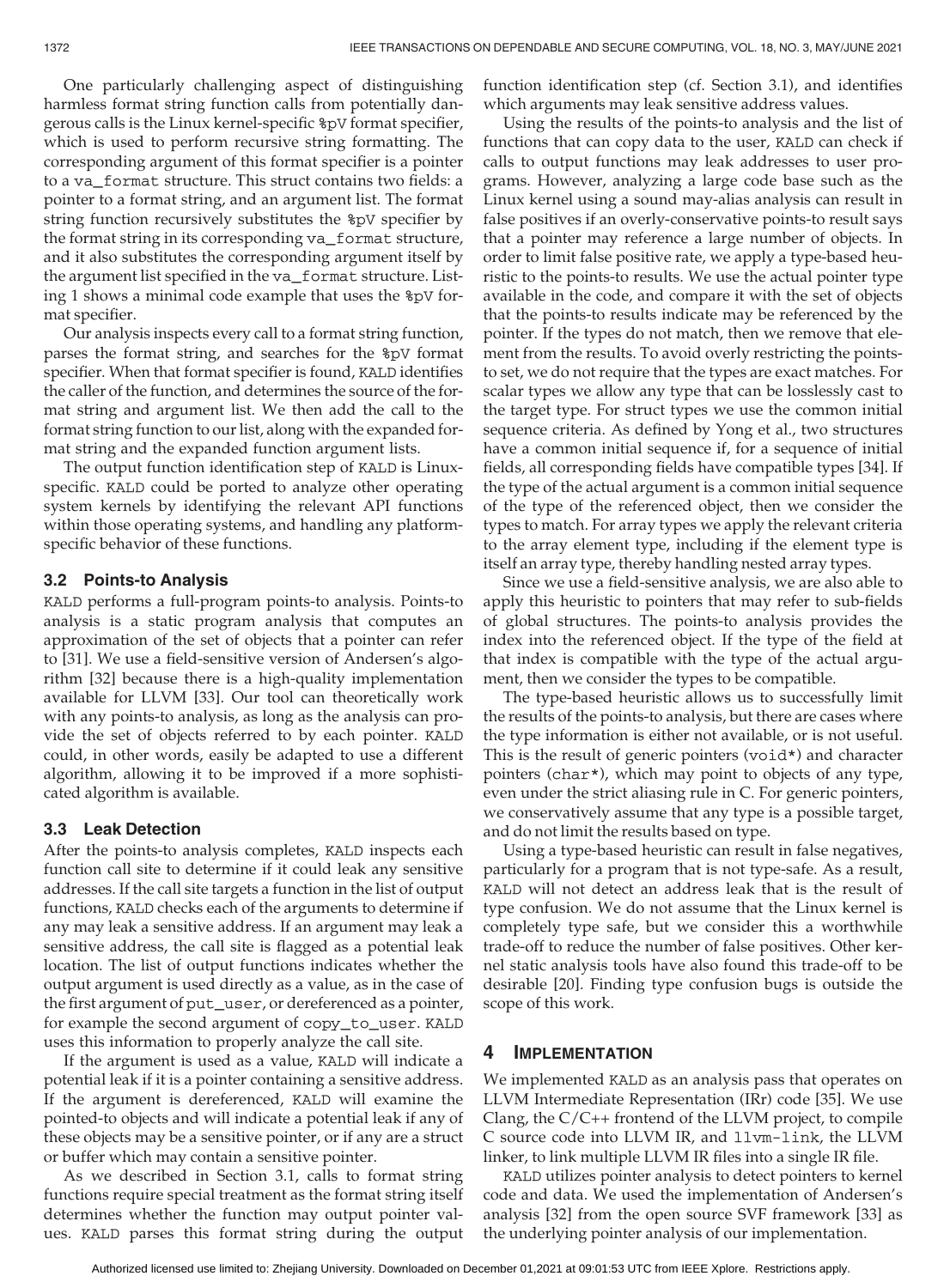One particularly challenging aspect of distinguishing harmless format string function calls from potentially dangerous calls is the Linux kernel-specific %pV format specifier, which is used to perform recursive string formatting. The corresponding argument of this format specifier is a pointer to a va_format structure. This struct contains two fields: a pointer to a format string, and an argument list. The format string function recursively substitutes the %pV specifier by the format string in its corresponding va_format structure, and it also substitutes the corresponding argument itself by the argument list specified in the va_format structure. Listing 1 shows a minimal code example that uses the %pV format specifier.

Our analysis inspects every call to a format string function, parses the format string, and searches for the %pV format specifier. When that format specifier is found, KALD identifies the caller of the function, and determines the source of the format string and argument list. We then add the call to the format string function to our list, along with the expanded format string and the expanded function argument lists.

The output function identification step of KALD is Linux-specific. KALD could be ported to analyze other operating system kernels by identifying the relevant API functions within those operating systems, and handling any platform-specific behavior of these functions.

### 3.2 Points-to Analysis

KALD performs a full-program points-to analysis. Points-to analysis is a static program analysis that computes an approximation of the set of objects that a pointer can refer to [31]. We use a field-sensitive version of Andersen's algorithm [32] because there is a high-quality implementation available for LLVM [33]. Our tool can theoretically work with any points-to analysis, as long as the analysis can provide the set of objects referred to by each pointer. KALD could, in other words, easily be adapted to use a different algorithm, allowing it to be improved if a more sophisticated algorithm is available.

### 3.3 Leak Detection

After the points-to analysis completes, KALD inspects each function call site to determine if it could leak any sensitive addresses. If the call site targets a function in the list of output functions, KALD checks each of the arguments to determine if any may leak a sensitive address. If an argument may leak a sensitive address, the call site is flagged as a potential leak location. The list of output functions indicates whether the output argument is used directly as a value, as in the case of the first argument of put_user, or dereferenced as a pointer, for example the second argument of copy_to_user. KALD uses this information to properly analyze the call site.

If the argument is used as a value, KALD will indicate a potential leak if it is a pointer containing a sensitive address. If the argument is dereferenced, KALD will examine the pointed-to objects and will indicate a potential leak if any of these objects may be a sensitive pointer, or if any are a struct or buffer which may contain a sensitive pointer.

As we described in Section 3.1, calls to format string functions require special treatment as the format string itself determines whether the function may output pointer values. KALD parses this format string during the output function identification step (cf. Section 3.1), and identifies which arguments may leak sensitive address values.

Using the results of the points-to analysis and the list of functions that can copy data to the user, KALD can check if calls to output functions may leak addresses to user programs. However, analyzing a large code base such as the Linux kernel using a sound may-alias analysis can result in false positives if an overly-conservative points-to result says that a pointer may reference a large number of objects. In order to limit false positive rate, we apply a type-based heuristic to the points-to results. We use the actual pointer type available in the code, and compare it with the set of objects that the points-to results indicate may be referenced by the pointer. If the types do not match, then we remove that element from the results. To avoid overly restricting the points-to set, we do not require that the types are exact matches. For scalar types we allow any type that can be losslessly cast to the target type. For struct types we use the common initial sequence criteria. As defined by Yong et al., two structures have a common initial sequence if, for a sequence of initial fields, all corresponding fields have compatible types [34]. If the type of the actual argument is a common initial sequence of the type of the referenced object, then we consider the types to match. For array types we apply the relevant criteria to the array element type, including if the element type is itself an array type, thereby handling nested array types.

Since we use a field-sensitive analysis, we are also able to apply this heuristic to pointers that may refer to sub-fields of global structures. The points-to analysis provides the index into the referenced object. If the type of the field at that index is compatible with the type of the actual argument, then we consider the types to be compatible.

The type-based heuristic allows us to successfully limit the results of the points-to analysis, but there are cases where the type information is either not available, or is not useful. This is the result of generic pointers (void*) and character pointers (char*), which may point to objects of any type, even under the strict aliasing rule in C. For generic pointers, we conservatively assume that any type is a possible target, and do not limit the results based on type.

Using a type-based heuristic can result in false negatives, particularly for a program that is not type-safe. As a result, KALD will not detect an address leak that is the result of type confusion. We do not assume that the Linux kernel is completely type safe, but we consider this a worthwhile trade-off to reduce the number of false positives. Other kernel static analysis tools have also found this trade-off to be desirable [20]. Finding type confusion bugs is outside the scope of this work.

## 4 Implementation

We implemented KALD as an analysis pass that operates on LLVM Intermediate Representation (IRr) code [35]. We use Clang, the C/C++ frontend of the LLVM project, to compile C source code into LLVM IR, and llvm-link, the LLVM linker, to link multiple LLVM IR files into a single IR file.

KALD utilizes pointer analysis to detect pointers to kernel code and data. We used the implementation of Andersen's analysis [32] from the open source SVF framework [33] as the underlying pointer analysis of our implementation.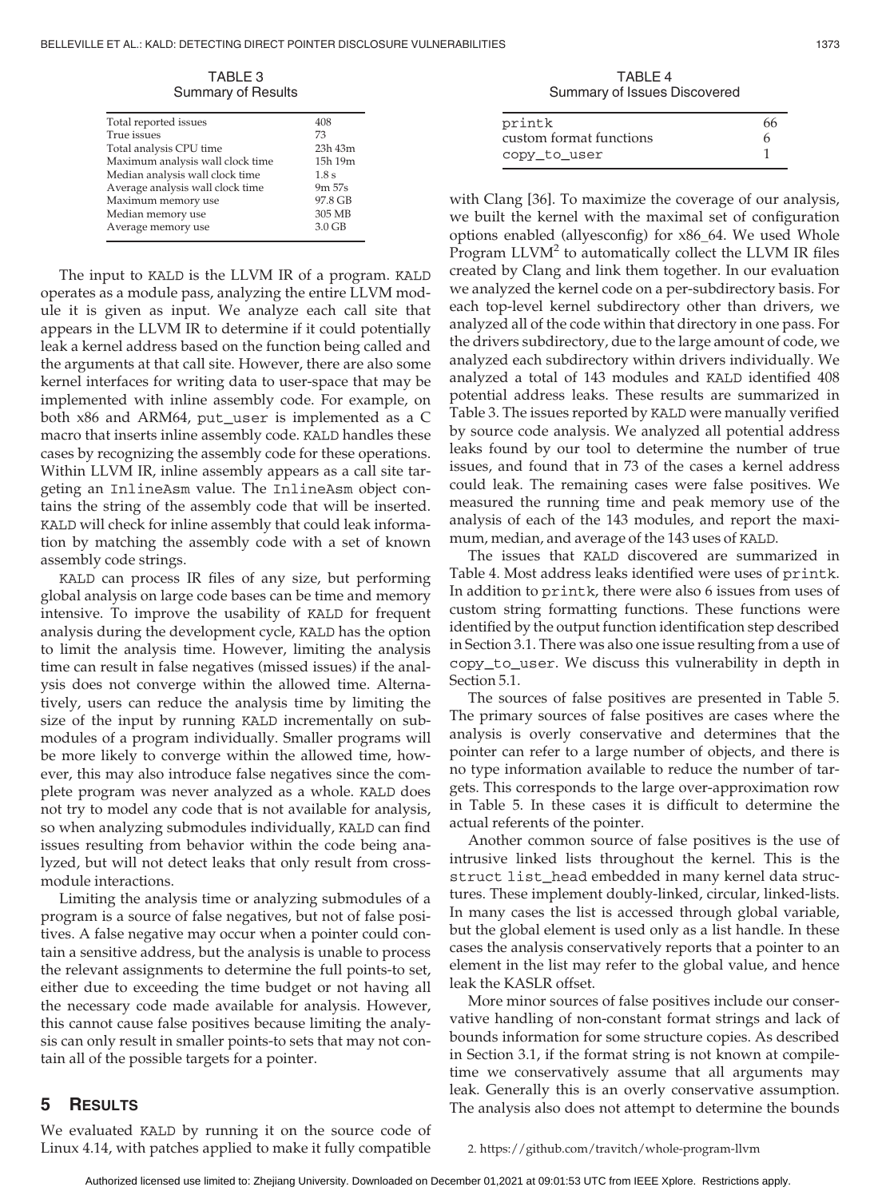TABLE 3
Summary of Results

| | |
|---|---|
| Total reported issues | 408 |
| True issues | 73 |
| Total analysis CPU time | 23h 43m |
| Maximum analysis wall clock time | 15h 19m |
| Median analysis wall clock time | 1.8 s |
| Average analysis wall clock time | 9m 57s |
| Maximum memory use | 97.8 GB |
| Median memory use | 305 MB |
| Average memory use | 3.0 GB |

The input to KALD is the LLVM IR of a program. KALD operates as a module pass, analyzing the entire LLVM module it is given as input. We analyze each call site that appears in the LLVM IR to determine if it could potentially leak a kernel address based on the function being called and the arguments at that call site. However, there are also some kernel interfaces for writing data to user-space that may be implemented with inline assembly code. For example, on both x86 and ARM64, put_user is implemented as a C macro that inserts inline assembly code. KALD handles these cases by recognizing the assembly code for these operations. Within LLVM IR, inline assembly appears as a call site targeting an InlineAsm value. The InlineAsm object contains the string of the assembly code that will be inserted. KALD will check for inline assembly that could leak information by matching the assembly code with a set of known assembly code strings.

KALD can process IR files of any size, but performing global analysis on large code bases can be time and memory intensive. To improve the usability of KALD for frequent analysis during the development cycle, KALD has the option to limit the analysis time. However, limiting the analysis time can result in false negatives (missed issues) if the analysis does not converge within the allowed time. Alternatively, users can reduce the analysis time by limiting the size of the input by running KALD incrementally on submodules of a program individually. Smaller programs will be more likely to converge within the allowed time, however, this may also introduce false negatives since the complete program was never analyzed as a whole. KALD does not try to model any code that is not available for analysis, so when analyzing submodules individually, KALD can find issues resulting from behavior within the code being analyzed, but will not detect leaks that only result from cross-module interactions.

Limiting the analysis time or analyzing submodules of a program is a source of false negatives, but not of false positives. A false negative may occur when a pointer could contain a sensitive address, but the analysis is unable to process the relevant assignments to determine the full points-to set, either due to exceeding the time budget or not having all the necessary code made available for analysis. However, this cannot cause false positives because limiting the analysis can only result in smaller points-to sets that may not contain all of the possible targets for a pointer.

## 5 Results

We evaluated KALD by running it on the source code of Linux 4.14, with patches applied to make it fully compatible with Clang [36]. To maximize the coverage of our analysis, we built the kernel with the maximal set of configuration options enabled (allyesconfig) for x86_64. We used Whole Program LLVM[2] to automatically collect the LLVM IR files created by Clang and link them together. In our evaluation we analyzed the kernel code on a per-subdirectory basis. For each top-level kernel subdirectory other than drivers, we analyzed all of the code within that directory in one pass. For the drivers subdirectory, due to the large amount of code, we analyzed each subdirectory within drivers individually. We analyzed a total of 143 modules and KALD identified 408 potential address leaks. These results are summarized in Table 3. The issues reported by KALD were manually verified by source code analysis. We analyzed all potential address leaks found by our tool to determine the number of true issues, and found that in 73 of the cases a kernel address could leak. The remaining cases were false positives. We measured the running time and peak memory use of the analysis of each of the 143 modules, and report the maximum, median, and average of the 143 uses of KALD.

TABLE 4
Summary of Issues Discovered

| | |
|---|---|
| printk | 66 |
| custom format functions | 6 |
| copy_to_user | 1 |

The issues that KALD discovered are summarized in Table 4. Most address leaks identified were uses of printk. In addition to printk, there were also 6 issues from uses of custom string formatting functions. These functions were identified by the output function identification step described in Section 3.1. There was also one issue resulting from a use of copy_to_user. We discuss this vulnerability in depth in Section 5.1.

The sources of false positives are presented in Table 5. The primary sources of false positives are cases where the analysis is overly conservative and determines that the pointer can refer to a large number of objects, and there is no type information available to reduce the number of targets. This corresponds to the large over-approximation row in Table 5. In these cases it is difficult to determine the actual referents of the pointer.

Another common source of false positives is the use of intrusive linked lists throughout the kernel. This is the struct list_head embedded in many kernel data structures. These implement doubly-linked, circular, linked-lists. In many cases the list is accessed through global variable, but the global element is used only as a list handle. In these cases the analysis conservatively reports that a pointer to an element in the list may refer to the global value, and hence leak the KASLR offset.

More minor sources of false positives include our conservative handling of non-constant format strings and lack of bounds information for some structure copies. As described in Section 3.1, if the format string is not known at compile-time we conservatively assume that all arguments may leak. Generally this is an overly conservative assumption. The analysis also does not attempt to determine the bounds

2. https://github.com/travitch/whole-program-llvm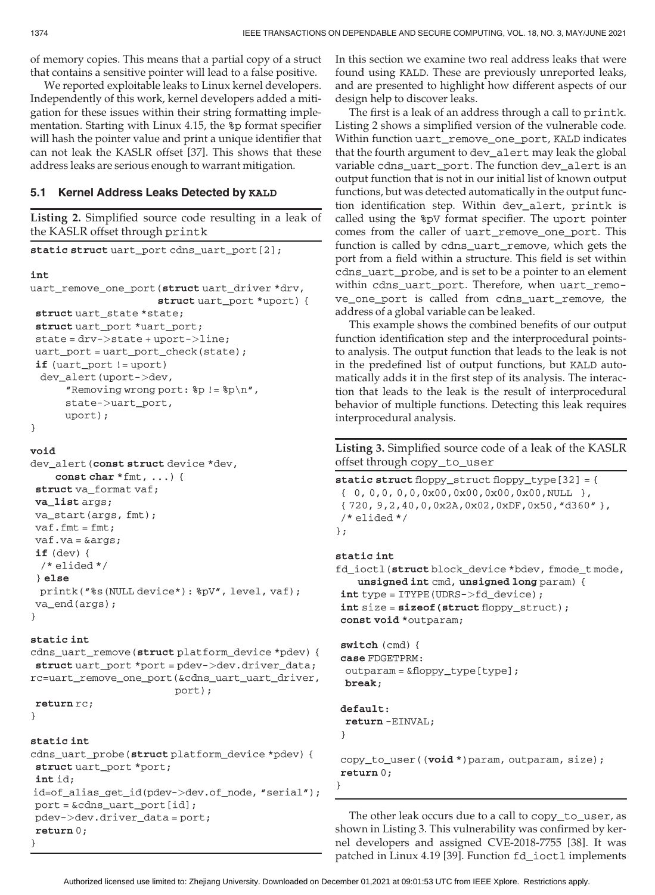of memory copies. This means that a partial copy of a struct that contains a sensitive pointer will lead to a false positive.

We reported exploitable leaks to Linux kernel developers. Independently of this work, kernel developers added a mitigation for these issues within their string formatting implementation. Starting with Linux 4.15, the %p format specifier will hash the pointer value and print a unique identifier that can not leak the KASLR offset [37]. This shows that these address leaks are serious enough to warrant mitigation.

### 5.1 Kernel Address Leaks Detected by KALD

**Listing 2.** Simplified source code resulting in a leak of the KASLR offset through printk

```
static struct uart_port cdns_uart_port[2];

int
uart_remove_one_port(struct uart_driver *drv,
                     struct uart_port *uport) {
 struct uart_state *state;
 struct uart_port *uart_port;
 state = drv->state + uport->line;
 uart_port = uart_port_check(state);
 if (uart_port != uport)
  dev_alert(uport->dev,
      "Removing wrong port: %p != %p\n",
      state->uart_port,
      uport);
}

void
dev_alert(const struct device *dev,
    const char *fmt, ...) {
 struct va_format vaf;
 va_list args;
 va_start(args, fmt);
 vaf.fmt = fmt;
 vaf.va = &args;
 if (dev) {
  /* elided */
 } else
  printk("%s(NULL device*): %pV", level, vaf);
 va_end(args);
}

static int
cdns_uart_remove(struct platform_device *pdev) {
 struct uart_port *port = pdev->dev.driver_data;
rc=uart_remove_one_port(&cdns_uart_uart_driver,
                        port);
 return rc;
}

static int
cdns_uart_probe(struct platform_device *pdev) {
 struct uart_port *port;
 int id;
id=of_alias_get_id(pdev->dev.of_node, "serial");
 port = &cdns_uart_port[id];
 pdev->dev.driver_data = port;
 return 0;
}
```

In this section we examine two real address leaks that were found using KALD. These are previously unreported leaks, and are presented to highlight how different aspects of our design help to discover leaks.

The first is a leak of an address through a call to printk. Listing 2 shows a simplified version of the vulnerable code. Within function uart_remove_one_port, KALD indicates that the fourth argument to dev_alert may leak the global variable cdns_uart_port. The function dev_alert is an output function that is not in our initial list of known output functions, but was detected automatically in the output function identification step. Within dev_alert, printk is called using the %pV format specifier. The uport pointer comes from the caller of uart_remove_one_port. This function is called by cdns_uart_remove, which gets the port from a field within a structure. This field is set within cdns_uart_probe, and is set to be a pointer to an element within cdns_uart_port. Therefore, when uart_remove_one_port is called from cdns_uart_remove, the address of a global variable can be leaked.

This example shows the combined benefits of our output function identification step and the interprocedural points-to analysis. The output function that leads to the leak is not in the predefined list of output functions, but KALD automatically adds it in the first step of its analysis. The interaction that leads to the leak is the result of interprocedural behavior of multiple functions. Detecting this leak requires interprocedural analysis.

**Listing 3.** Simplified source code of a leak of the KASLR offset through copy_to_user

```
static struct floppy_struct floppy_type[32] = {
 { 0, 0,0, 0,0,0x00,0x00,0x00,0x00,NULL },
 { 720, 9,2,40,0,0x2A,0x02,0xDF,0x50,"d360" },
 /* elided */
};

static int
fd_ioctl(struct block_device *bdev, fmode_t mode,
    unsigned int cmd, unsigned long param) {
 int type = ITYPE(UDRS->fd_device);
 int size = sizeof(struct floppy_struct);
 const void *outparam;

 switch (cmd) {
 case FDGETPRM:
  outparam = &floppy_type[type];
  break;

 default:
  return -EINVAL;
 }

 copy_to_user((void *)param, outparam, size);
 return 0;
}
```

The other leak occurs due to a call to copy_to_user, as shown in Listing 3. This vulnerability was confirmed by kernel developers and assigned CVE-2018-7755 [38]. It was patched in Linux 4.19 [39]. Function fd_ioctl implements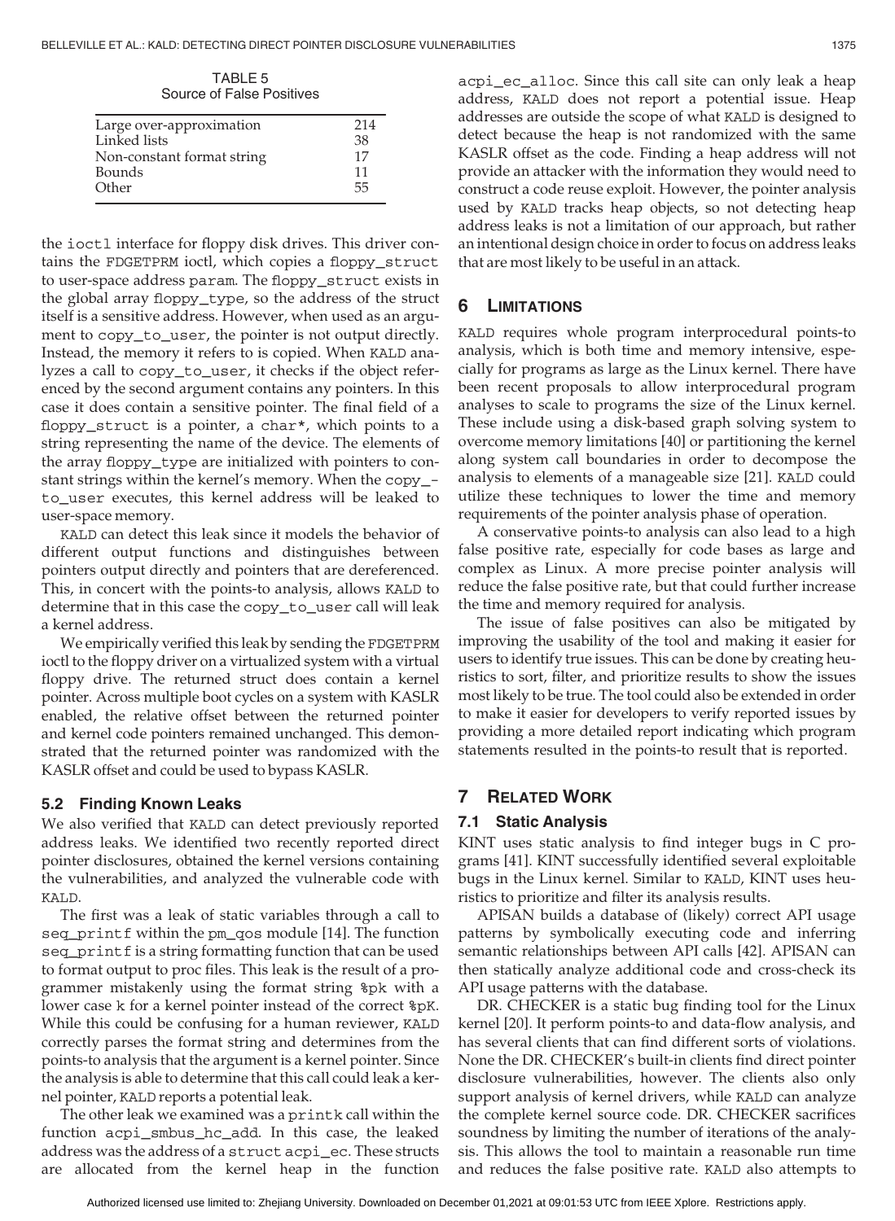TABLE 5
Source of False Positives

| | |
|---|---|
| Large over-approximation | 214 |
| Linked lists | 38 |
| Non-constant format string | 17 |
| Bounds | 11 |
| Other | 55 |

the ioctl interface for floppy disk drives. This driver contains the FDGETPRM ioctl, which copies a floppy_struct to user-space address param. The floppy_struct exists in the global array floppy_type, so the address of the struct itself is a sensitive address. However, when used as an argument to copy_to_user, the pointer is not output directly. Instead, the memory it refers to is copied. When KALD analyzes a call to copy_to_user, it checks if the object referenced by the second argument contains any pointers. In this case it does contain a sensitive pointer. The final field of a floppy_struct is a pointer, a char*, which points to a string representing the name of the device. The elements of the array floppy_type are initialized with pointers to constant strings within the kernel's memory. When the copy_to_user executes, this kernel address will be leaked to user-space memory.

KALD can detect this leak since it models the behavior of different output functions and distinguishes between pointers output directly and pointers that are dereferenced. This, in concert with the points-to analysis, allows KALD to determine that in this case the copy_to_user call will leak a kernel address.

We empirically verified this leak by sending the FDGETPRM ioctl to the floppy driver on a virtualized system with a virtual floppy drive. The returned struct does contain a kernel pointer. Across multiple boot cycles on a system with KASLR enabled, the relative offset between the returned pointer and kernel code pointers remained unchanged. This demonstrated that the returned pointer was randomized with the KASLR offset and could be used to bypass KASLR.

### 5.2 Finding Known Leaks

We also verified that KALD can detect previously reported address leaks. We identified two recently reported direct pointer disclosures, obtained the kernel versions containing the vulnerabilities, and analyzed the vulnerable code with KALD.

The first was a leak of static variables through a call to seq_printf within the pm_qos module [14]. The function seq_printf is a string formatting function that can be used to format output to proc files. This leak is the result of a programmer mistakenly using the format string %pk with a lower case k for a kernel pointer instead of the correct %pK. While this could be confusing for a human reviewer, KALD correctly parses the format string and determines from the points-to analysis that the argument is a kernel pointer. Since the analysis is able to determine that this call could leak a kernel pointer, KALD reports a potential leak.

The other leak we examined was a printk call within the function acpi_smbus_hc_add. In this case, the leaked address was the address of a struct acpi_ec. These structs are allocated from the kernel heap in the function acpi_ec_alloc. Since this call site can only leak a heap address, KALD does not report a potential issue. Heap addresses are outside the scope of what KALD is designed to detect because the heap is not randomized with the same KASLR offset as the code. Finding a heap address will not provide an attacker with the information they would need to construct a code reuse exploit. However, the pointer analysis used by KALD tracks heap objects, so not detecting heap address leaks is not a limitation of our approach, but rather an intentional design choice in order to focus on address leaks that are most likely to be useful in an attack.

## 6 Limitations

KALD requires whole program interprocedural points-to analysis, which is both time and memory intensive, especially for programs as large as the Linux kernel. There have been recent proposals to allow interprocedural program analyses to scale to programs the size of the Linux kernel. These include using a disk-based graph solving system to overcome memory limitations [40] or partitioning the kernel along system call boundaries in order to decompose the analysis to elements of a manageable size [21]. KALD could utilize these techniques to lower the time and memory requirements of the pointer analysis phase of operation.

A conservative points-to analysis can also lead to a high false positive rate, especially for code bases as large and complex as Linux. A more precise pointer analysis will reduce the false positive rate, but that could further increase the time and memory required for analysis.

The issue of false positives can also be mitigated by improving the usability of the tool and making it easier for users to identify true issues. This can be done by creating heuristics to sort, filter, and prioritize results to show the issues most likely to be true. The tool could also be extended in order to make it easier for developers to verify reported issues by providing a more detailed report indicating which program statements resulted in the points-to result that is reported.

## 7 Related Work

### 7.1 Static Analysis

KINT uses static analysis to find integer bugs in C programs [41]. KINT successfully identified several exploitable bugs in the Linux kernel. Similar to KALD, KINT uses heuristics to prioritize and filter its analysis results.

APISAN builds a database of (likely) correct API usage patterns by symbolically executing code and inferring semantic relationships between API calls [42]. APISAN can then statically analyze additional code and cross-check its API usage patterns with the database.

DR. CHECKER is a static bug finding tool for the Linux kernel [20]. It perform points-to and data-flow analysis, and has several clients that can find different sorts of violations. None the DR. CHECKER's built-in clients find direct pointer disclosure vulnerabilities, however. The clients also only support analysis of kernel drivers, while KALD can analyze the complete kernel source code. DR. CHECKER sacrifices soundness by limiting the number of iterations of the analysis. This allows the tool to maintain a reasonable run time and reduces the false positive rate. KALD also attempts to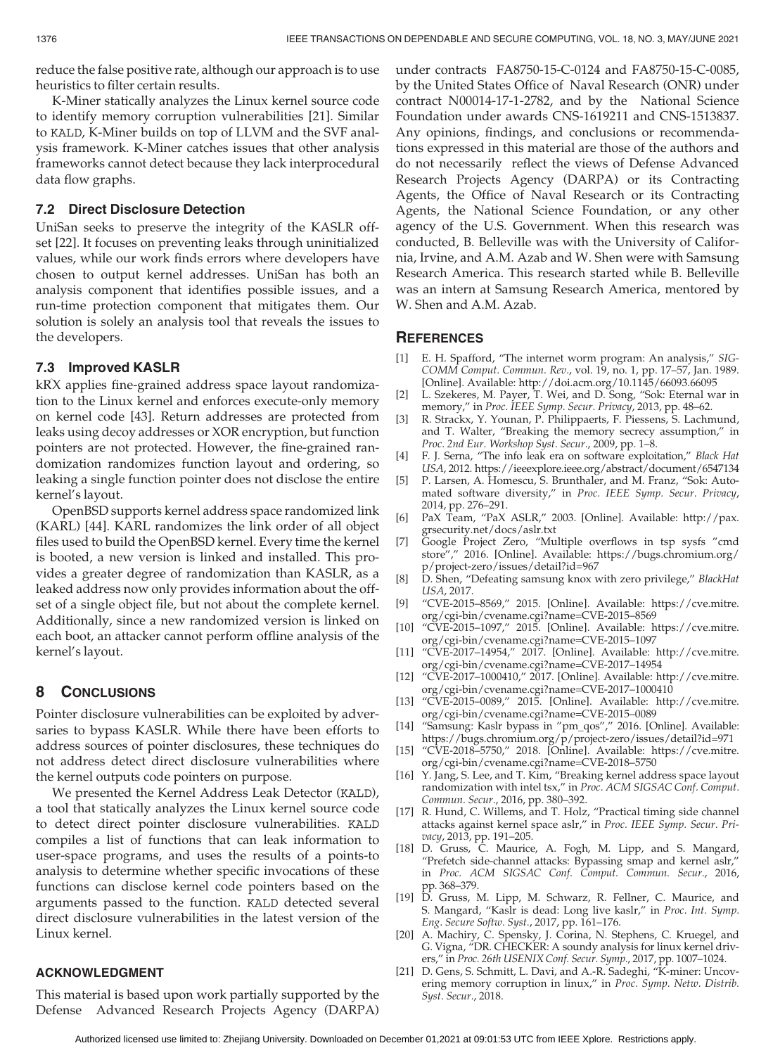reduce the false positive rate, although our approach is to use heuristics to filter certain results.

K-Miner statically analyzes the Linux kernel source code to identify memory corruption vulnerabilities [21]. Similar to KALD, K-Miner builds on top of LLVM and the SVF analysis framework. K-Miner catches issues that other analysis frameworks cannot detect because they lack interprocedural data flow graphs.

### 7.2 Direct Disclosure Detection

UniSan seeks to preserve the integrity of the KASLR offset [22]. It focuses on preventing leaks through uninitialized values, while our work finds errors where developers have chosen to output kernel addresses. UniSan has both an analysis component that identifies possible issues, and a run-time protection component that mitigates them. Our solution is solely an analysis tool that reveals the issues to the developers.

### 7.3 Improved KASLR

kR̂X applies fine-grained address space layout randomization to the Linux kernel and enforces execute-only memory on kernel code [43]. Return addresses are protected from leaks using decoy addresses or XOR encryption, but function pointers are not protected. However, the fine-grained randomization randomizes function layout and ordering, so leaking a single function pointer does not disclose the entire kernel's layout.

OpenBSD supports kernel address space randomized link (KARL) [44]. KARL randomizes the link order of all object files used to build the OpenBSD kernel. Every time the kernel is booted, a new version is linked and installed. This provides a greater degree of randomization than KASLR, as a leaked address now only provides information about the offset of a single object file, but not about the complete kernel. Additionally, since a new randomized version is linked on each boot, an attacker cannot perform offline analysis of the kernel's layout.

## 8 Conclusions

Pointer disclosure vulnerabilities can be exploited by adversaries to bypass KASLR. While there have been efforts to address sources of pointer disclosures, these techniques do not address detect direct disclosure vulnerabilities where the kernel outputs code pointers on purpose.

We presented the Kernel Address Leak Detector (KALD), a tool that statically analyzes the Linux kernel source code to detect direct pointer disclosure vulnerabilities. KALD compiles a list of functions that can leak information to user-space programs, and uses the results of a points-to analysis to determine whether specific invocations of these functions can disclose kernel code pointers based on the arguments passed to the function. KALD detected several direct disclosure vulnerabilities in the latest version of the Linux kernel.

## Acknowledgment

This material is based upon work partially supported by the Defense Advanced Research Projects Agency (DARPA) under contracts FA8750-15-C-0124 and FA8750-15-C-0085, by the United States Office of Naval Research (ONR) under contract N00014-17-1-2782, and by the National Science Foundation under awards CNS-1619211 and CNS-1513837. Any opinions, findings, and conclusions or recommendations expressed in this material are those of the authors and do not necessarily reflect the views of Defense Advanced Research Projects Agency (DARPA) or its Contracting Agents, the Office of Naval Research or its Contracting Agents, the National Science Foundation, or any other agency of the U.S. Government. When this research was conducted, B. Belleville was with the University of California, Irvine, and A.M. Azab and W. Shen were with Samsung Research America. This research started while B. Belleville was an intern at Samsung Research America, mentored by W. Shen and A.M. Azab.

## References

[1] E. H. Spafford, "The internet worm program: An analysis," *SIGCOMM Comput. Commun. Rev.*, vol. 19, no. 1, pp. 17–57, Jan. 1989. [Online]. Available: http://doi.acm.org/10.1145/66093.66095

[2] L. Szekeres, M. Payer, T. Wei, and D. Song, "Sok: Eternal war in memory," in *Proc. IEEE Symp. Secur. Privacy*, 2013, pp. 48–62.

[3] R. Strackx, Y. Younan, P. Philippaerts, F. Piessens, S. Lachmund, and T. Walter, "Breaking the memory secrecy assumption," in *Proc. 2nd Eur. Workshop Syst. Secur.*, 2009, pp. 1–8.

[4] F. J. Serna, "The info leak era on software exploitation," *Black Hat USA*, 2012. https://ieeexplore.ieee.org/abstract/document/6547134

[5] P. Larsen, A. Homescu, S. Brunthaler, and M. Franz, "Sok: Automated software diversity," in *Proc. IEEE Symp. Secur. Privacy*, 2014, pp. 276–291.

[6] PaX Team, "PaX ASLR," 2003. [Online]. Available: http://pax.grsecurity.net/docs/aslr.txt

[7] Google Project Zero, "Multiple overflows in tsp sysfs "cmd store"," 2016. [Online]. Available: https://bugs.chromium.org/p/project-zero/issues/detail?id=967

[8] D. Shen, "Defeating samsung knox with zero privilege," *BlackHat USA*, 2017.

[9] "CVE-2015–8569," 2015. [Online]. Available: https://cve.mitre.org/cgi-bin/cvename.cgi?name=CVE-2015–8569

[10] "CVE-2015–1097," 2015. [Online]. Available: https://cve.mitre.org/cgi-bin/cvename.cgi?name=CVE-2015–1097

[11] "CVE-2017–14954," 2017. [Online]. Available: http://cve.mitre.org/cgi-bin/cvename.cgi?name=CVE-2017–14954

[12] "CVE-2017–1000410," 2017. [Online]. Available: http://cve.mitre.org/cgi-bin/cvename.cgi?name=CVE-2017–1000410

[13] "CVE-2015–0089," 2015. [Online]. Available: http://cve.mitre.org/cgi-bin/cvename.cgi?name=CVE-2015–0089

[14] "Samsung: Kaslr bypass in "pm_qos"," 2016. [Online]. Available: https://bugs.chromium.org/p/project-zero/issues/detail?id=971

[15] "CVE-2018–5750," 2018. [Online]. Available: https://cve.mitre.org/cgi-bin/cvename.cgi?name=CVE-2018–5750

[16] Y. Jang, S. Lee, and T. Kim, "Breaking kernel address space layout randomization with intel tsx," in *Proc. ACM SIGSAC Conf. Comput. Commun. Secur.*, 2016, pp. 380–392.

[17] R. Hund, C. Willems, and T. Holz, "Practical timing side channel attacks against kernel space aslr," in *Proc. IEEE Symp. Secur. Privacy*, 2013, pp. 191–205.

[18] D. Gruss, C. Maurice, A. Fogh, M. Lipp, and S. Mangard, "Prefetch side-channel attacks: Bypassing smap and kernel aslr," in *Proc. ACM SIGSAC Conf. Comput. Commun. Secur.*, 2016, pp. 368–379.

[19] D. Gruss, M. Lipp, M. Schwarz, R. Fellner, C. Maurice, and S. Mangard, "Kaslr is dead: Long live kaslr," in *Proc. Int. Symp. Eng. Secure Softw. Syst.*, 2017, pp. 161–176.

[20] A. Machiry, C. Spensky, J. Corina, N. Stephens, C. Kruegel, and G. Vigna, "DR. CHECKER: A soundy analysis for linux kernel drivers," in *Proc. 26th USENIX Conf. Secur. Symp.*, 2017, pp. 1007–1024.

[21] D. Gens, S. Schmitt, L. Davi, and A.-R. Sadeghi, "K-miner: Uncovering memory corruption in linux," in *Proc. Symp. Netw. Distrib. Syst. Secur.*, 2018.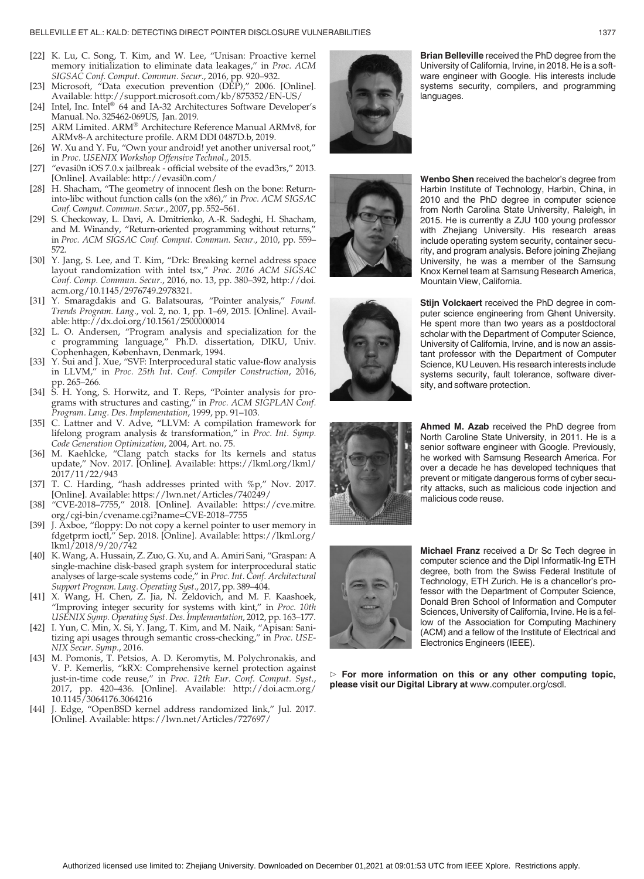[22] K. Lu, C. Song, T. Kim, and W. Lee, "Unisan: Proactive kernel memory initialization to eliminate data leakages," in *Proc. ACM SIGSAC Conf. Comput. Commun. Secur.*, 2016, pp. 920–932.

[23] Microsoft, "Data execution prevention (DEP)," 2006. [Online]. Available: http://support.microsoft.com/kb/875352/EN-US/

[24] Intel, Inc. Intel® 64 and IA-32 Architectures Software Developer's Manual. No. 325462-069US, Jan. 2019.

[25] ARM Limited. ARM® Architecture Reference Manual ARMv8, for ARMv8-A architecture profile. ARM DDI 0487D.b, 2019.

[26] W. Xu and Y. Fu, "Own your android! yet another universal root," in *Proc. USENIX Workshop Offensive Technol.*, 2015.

[27] "evasi0n iOS 7.0.x jailbreak - official website of the evad3rs," 2013. [Online]. Available: http://evasi0n.com/

[28] H. Shacham, "The geometry of innocent flesh on the bone: Return-into-libc without function calls (on the x86)," in *Proc. ACM SIGSAC Conf. Comput. Commun. Secur.*, 2007, pp. 552–561.

[29] S. Checkoway, L. Davi, A. Dmitrienko, A.-R. Sadeghi, H. Shacham, and M. Winandy, "Return-oriented programming without returns," in *Proc. ACM SIGSAC Conf. Comput. Commun. Secur.*, 2010, pp. 559–572.

[30] Y. Jang, S. Lee, and T. Kim, "Drk: Breaking kernel address space layout randomization with intel tsx," *Proc. 2016 ACM SIGSAC Conf. Comp. Commun. Secur.*, 2016, no. 13, pp. 380–392, http://doi.acm.org/10.1145/2976749.2978321.

[31] Y. Smaragdakis and G. Balatsouras, "Pointer analysis," *Found. Trends Program. Lang.*, vol. 2, no. 1, pp. 1–69, 2015. [Online]. Available: http://dx.doi.org/10.1561/2500000014

[32] L. O. Andersen, "Program analysis and specialization for the c programming language," Ph.D. dissertation, DIKU, Univ. Cophenhagen, København, Denmark, 1994.

[33] Y. Sui and J. Xue, "SVF: Interprocedural static value-flow analysis in LLVM," in *Proc. 25th Int. Conf. Compiler Construction*, 2016, pp. 265–266.

[34] S. H. Yong, S. Horwitz, and T. Reps, "Pointer analysis for programs with structures and casting," in *Proc. ACM SIGPLAN Conf. Program. Lang. Des. Implementation*, 1999, pp. 91–103.

[35] C. Lattner and V. Adve, "LLVM: A compilation framework for lifelong program analysis & transformation," in *Proc. Int. Symp. Code Generation Optimization*, 2004, Art. no. 75.

[36] M. Kaehlcke, "Clang patch stacks for lts kernels and status update," Nov. 2017. [Online]. Available: https://lkml.org/lkml/2017/11/22/943

[37] T. C. Harding, "hash addresses printed with %p," Nov. 2017. [Online]. Available: https://lwn.net/Articles/740249/

[38] "CVE-2018–7755," 2018. [Online]. Available: https://cve.mitre.org/cgi-bin/cvename.cgi?name=CVE-2018–7755

[39] J. Axboe, "floppy: Do not copy a kernel pointer to user memory in fdgetprm ioctl," Sep. 2018. [Online]. Available: https://lkml.org/lkml/2018/9/20/742

[40] K. Wang, A. Hussain, Z. Zuo, G. Xu, and A. Amiri Sani, "Graspan: A single-machine disk-based graph system for interprocedural static analyses of large-scale systems code," in *Proc. Int. Conf. Architectural Support Program. Lang. Operating Syst.*, 2017, pp. 389–404.

[41] X. Wang, H. Chen, Z. Jia, N. Zeldovich, and M. F. Kaashoek, "Improving integer security for systems with kint," in *Proc. 10th USENIX Symp. Operating Syst. Des. Implementation*, 2012, pp. 163–177.

[42] I. Yun, C. Min, X. Si, Y. Jang, T. Kim, and M. Naik, "Apisan: Sanitizing api usages through semantic cross-checking," in *Proc. USENIX Secur. Symp.*, 2016.

[43] M. Pomonis, T. Petsios, A. D. Keromytis, M. Polychronakis, and V. P. Kemerlis, "kRX: Comprehensive kernel protection against just-in-time code reuse," in *Proc. 12th Eur. Conf. Comput. Syst.*, 2017, pp. 420–436. [Online]. Available: http://doi.acm.org/10.1145/3064176.3064216

[44] J. Edge, "OpenBSD kernel address randomized link," Jul. 2017. [Online]. Available: https://lwn.net/Articles/727697/

**Brian Belleville** received the PhD degree from the University of California, Irvine, in 2018. He is a software engineer with Google. His interests include systems security, compilers, and programming languages.

**Wenbo Shen** received the bachelor's degree from Harbin Institute of Technology, Harbin, China, in 2010 and the PhD degree in computer science from North Carolina State University, Raleigh, in 2015. He is currently a ZJU 100 young professor with Zhejiang University. His research areas include operating system security, container security, and program analysis. Before joining Zhejiang University, he was a member of the Samsung Knox Kernel team at Samsung Research America, Mountain View, California.

**Stijn Volckaert** received the PhD degree in computer science engineering from Ghent University. He spent more than two years as a postdoctoral scholar with the Department of Computer Science, University of California, Irvine, and is now an assistant professor with the Department of Computer Science, KU Leuven. His research interests include systems security, fault tolerance, software diversity, and software protection.

**Ahmed M. Azab** received the PhD degree from North Caroline State University, in 2011. He is a senior software engineer with Google. Previously, he worked with Samsung Research America. For over a decade he has developed techniques that prevent or mitigate dangerous forms of cyber security attacks, such as malicious code injection and malicious code reuse.

**Michael Franz** received a Dr Sc Tech degree in computer science and the Dipl Informatik-Ing ETH degree, both from the Swiss Federal Institute of Technology, ETH Zurich. He is a chancellor's professor with the Department of Computer Science, Donald Bren School of Information and Computer Sciences, University of California, Irvine. He is a fellow of the Association for Computing Machinery (ACM) and a fellow of the Institute of Electrical and Electronics Engineers (IEEE).

▷ **For more information on this or any other computing topic, please visit our Digital Library at** www.computer.org/csdl.